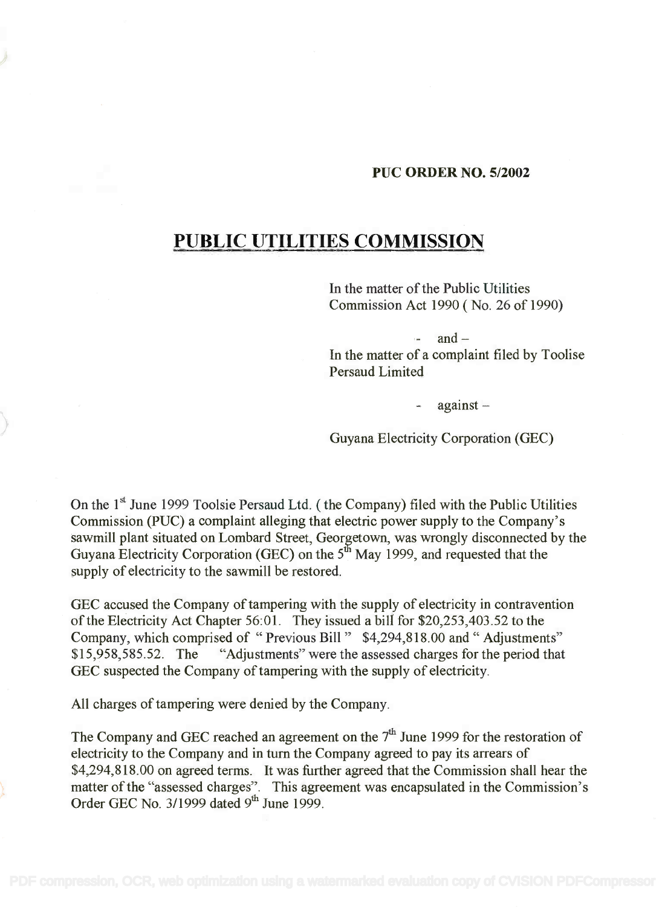**PUC ORDER NO. 5/2002**

# PUBLIC UTILITIES COMMISSION

In the matter of the Public Utilities Commission Act 1990 ( No. 26 of 1990)

- and –

In the matter of a complaint filed by Toolise Persaud Limited

- against –

Guyana Electricity Corporation (GEC)

On the 1st June 1999 Toolsie Persaud Ltd. ( the Company) filed with the Public Utilities Commission (PUC) a complaint alleging that electric power supply to the Company's sawmill plant situated on Lombard Street, Georgetown, was wrongly disconnected by the Guyana Electricity Corporation (GEC) on the 5th May 1999, and requested that the supply of electricity to the sawmill be restored.

GEC accused the Company of tampering with the supply of electricity in contravention of the Electricity Act Chapter 56:01. They issued a bill for $20,253,403.52 to the Company, which comprised of " Previous Bill " $4,294,818.00 and " Adjustments" $15,958,585.52. The "Adjustments" were the assessed charges for the period that GEC suspected the Company of tampering with the supply of electricity.

All charges of tampering were denied by the Company.

The Company and GEC reached an agreement on the 7th June 1999 for the restoration of electricity to the Company and in turn the Company agreed to pay its arrears of $4,294,818.00 on agreed terms. It was further agreed that the Commission shall hear the matter of the "assessed charges". This agreement was encapsulated in the Commission's Order GEC No. 3/1999 dated 9th June 1999.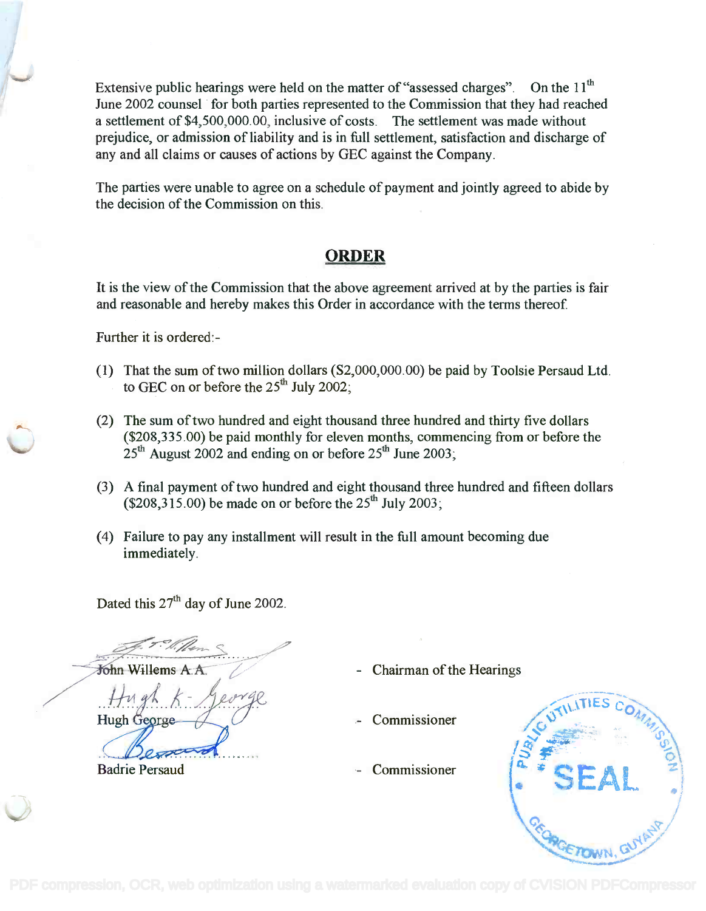Extensive public hearings were held on the matter of "assessed charges". On the 11th June 2002 counsel for both parties represented to the Commission that they had reached a settlement of $4,500,000.00, inclusive of costs. The settlement was made without prejudice, or admission of liability and is in full settlement, satisfaction and discharge of any and all claims or causes of actions by GEC against the Company.

The parties were unable to agree on a schedule of payment and jointly agreed to abide by the decision of the Commission on this.

## ORDER

It is the view of the Commission that the above agreement arrived at by the parties is fair and reasonable and hereby makes this Order in accordance with the terms thereof.

Further it is ordered:-

(1) That the sum of two million dollars (S2,000,000.00) be paid by Toolsie Persaud Ltd. to GEC on or before the 25th July 2002;

(2) The sum of two hundred and eight thousand three hundred and thirty five dollars ($208,335.00) be paid monthly for eleven months, commencing from or before the 25th August 2002 and ending on or before 25th June 2003;

(3) A final payment of two hundred and eight thousand three hundred and fifteen dollars ($208,315.00) be made on or before the 25th July 2003;

(4) Failure to pay any installment will result in the full amount becoming due immediately.

Dated this 27th day of June 2002.

John Willems A.A. - Chairman of the Hearings

Hugh George - Commissioner

Badrie Persaud - Commissioner

PUBLIC UTILITIES COMMISSION SEAL GEORGETOWN, GUYANA